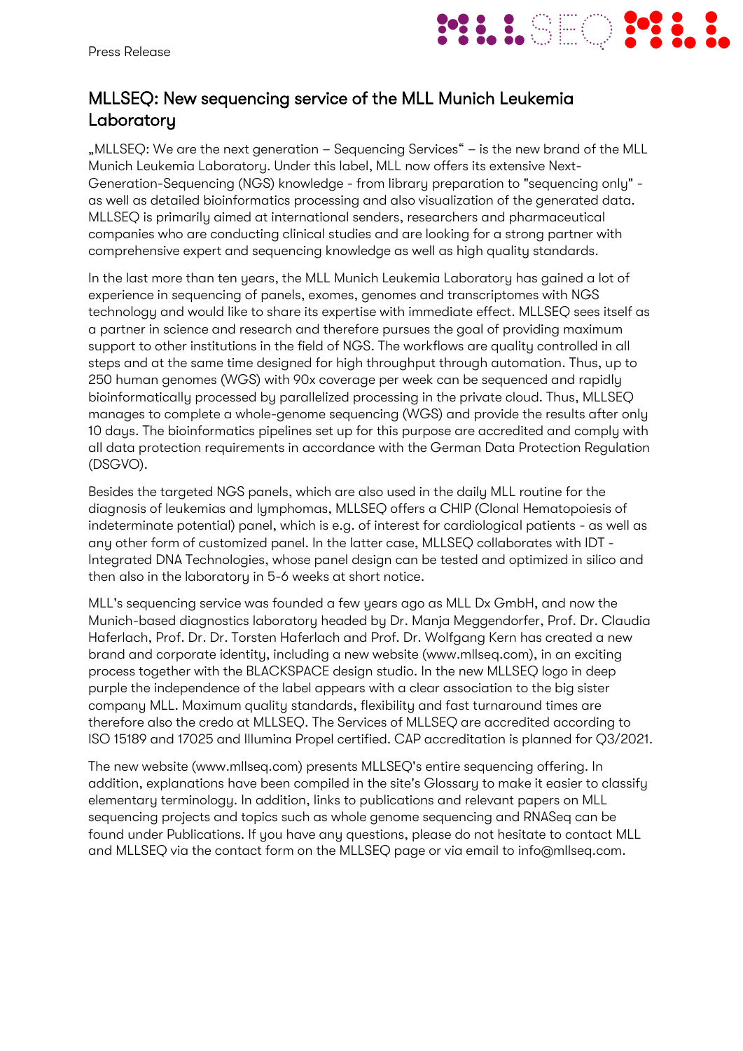Press Release

# MLLSEQ: New sequencing service of the MLL Munich Leukemia Laboratory

„MLLSEQ: We are the next generation – Sequencing Services“ – is the new brand of the MLL Munich Leukemia Laboratory. Under this label, MLL now offers its extensive Next-Generation-Sequencing (NGS) knowledge - from library preparation to "sequencing only" - as well as detailed bioinformatics processing and also visualization of the generated data. MLLSEQ is primarily aimed at international senders, researchers and pharmaceutical companies who are conducting clinical studies and are looking for a strong partner with comprehensive expert and sequencing knowledge as well as high quality standards.

In the last more than ten years, the MLL Munich Leukemia Laboratory has gained a lot of experience in sequencing of panels, exomes, genomes and transcriptomes with NGS technology and would like to share its expertise with immediate effect. MLLSEQ sees itself as a partner in science and research and therefore pursues the goal of providing maximum support to other institutions in the field of NGS. The workflows are quality controlled in all steps and at the same time designed for high throughput through automation. Thus, up to 250 human genomes (WGS) with 90x coverage per week can be sequenced and rapidly bioinformatically processed by parallelized processing in the private cloud. Thus, MLLSEQ manages to complete a whole-genome sequencing (WGS) and provide the results after only 10 days. The bioinformatics pipelines set up for this purpose are accredited and comply with all data protection requirements in accordance with the German Data Protection Regulation (DSGVO).

Besides the targeted NGS panels, which are also used in the daily MLL routine for the diagnosis of leukemias and lymphomas, MLLSEQ offers a CHIP (Clonal Hematopoiesis of indeterminate potential) panel, which is e.g. of interest for cardiological patients - as well as any other form of customized panel. In the latter case, MLLSEQ collaborates with IDT - Integrated DNA Technologies, whose panel design can be tested and optimized in silico and then also in the laboratory in 5-6 weeks at short notice.

MLL's sequencing service was founded a few years ago as MLL Dx GmbH, and now the Munich-based diagnostics laboratory headed by Dr. Manja Meggendorfer, Prof. Dr. Claudia Haferlach, Prof. Dr. Dr. Torsten Haferlach and Prof. Dr. Wolfgang Kern has created a new brand and corporate identity, including a new website (www.mllseq.com), in an exciting process together with the BLACKSPACE design studio. In the new MLLSEQ logo in deep purple the independence of the label appears with a clear association to the big sister company MLL. Maximum quality standards, flexibility and fast turnaround times are therefore also the credo at MLLSEQ. The Services of MLLSEQ are accredited according to ISO 15189 and 17025 and Illumina Propel certified. CAP accreditation is planned for Q3/2021.

The new website (www.mllseq.com) presents MLLSEQ's entire sequencing offering. In addition, explanations have been compiled in the site's Glossary to make it easier to classify elementary terminology. In addition, links to publications and relevant papers on MLL sequencing projects and topics such as whole genome sequencing and RNASeq can be found under Publications. If you have any questions, please do not hesitate to contact MLL and MLLSEQ via the contact form on the MLLSEQ page or via email to info@mllseq.com.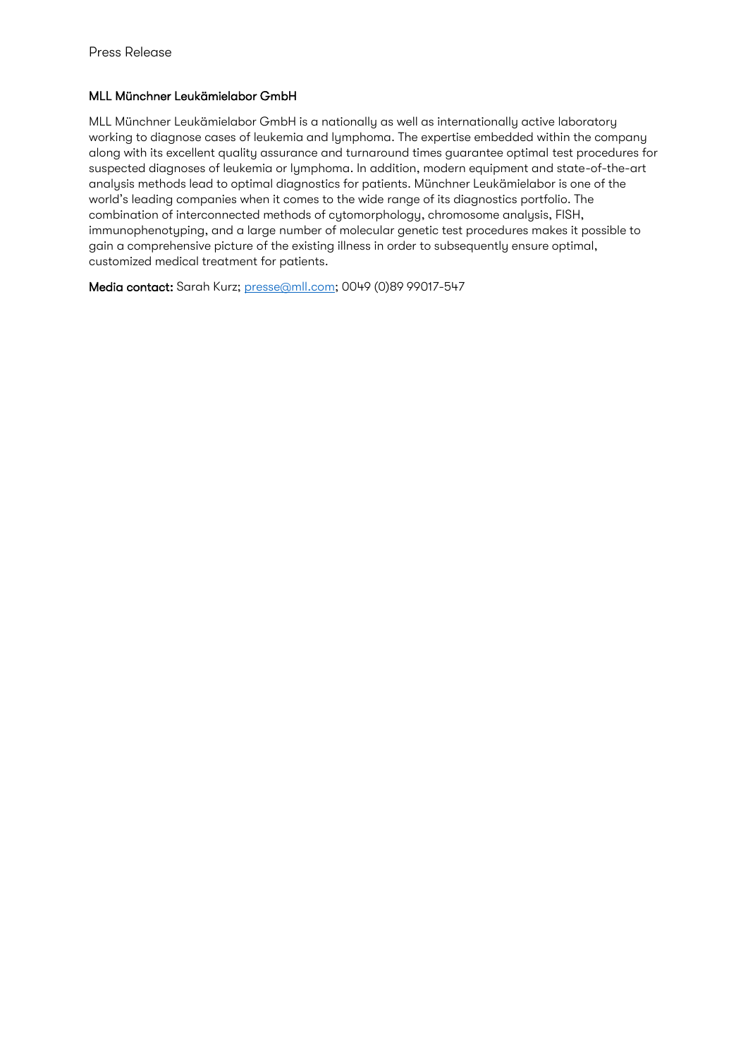### MLL Münchner Leukämielabor GmbH

MLL Münchner Leukämielabor GmbH is a nationally as well as internationally active laboratory working to diagnose cases of leukemia and lymphoma. The expertise embedded within the company along with its excellent quality assurance and turnaround times guarantee optimal test procedures for suspected diagnoses of leukemia or lymphoma. In addition, modern equipment and state-of-the-art analysis methods lead to optimal diagnostics for patients. Münchner Leukämielabor is one of the world's leading companies when it comes to the wide range of its diagnostics portfolio. The combination of interconnected methods of cytomorphology, chromosome analysis, FISH, immunophenotyping, and a large number of molecular genetic test procedures makes it possible to gain a comprehensive picture of the existing illness in order to subsequently ensure optimal, customized medical treatment for patients.

**Media contact:** Sarah Kurz; presse@mll.com; 0049 (0)89 99017-547